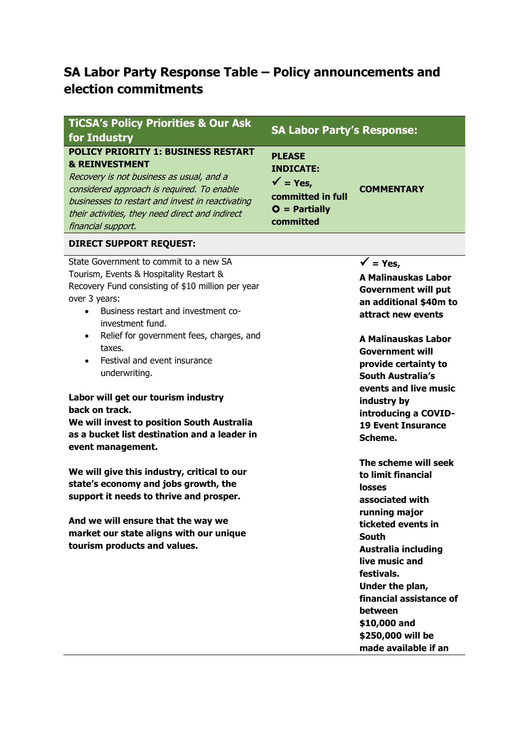# SA Labor Party Response Table – Policy announcements and election commitments

| TiCSA's Policy Priorities & Our Ask for Industry | SA Labor Party's Response: | |
|---|---|---|
| **POLICY PRIORITY 1: BUSINESS RESTART & REINVESTMENT**<br>*Recovery is not business as usual, and a considered approach is required. To enable businesses to restart and invest in reactivating their activities, they need direct and indirect financial support.* | **PLEASE INDICATE:**<br>**✓ = Yes, committed in full**<br>**O = Partially committed** | **COMMENTARY** |
| **DIRECT SUPPORT REQUEST:** | | |
| State Government to commit to a new SA Tourism, Events & Hospitality Restart & Recovery Fund consisting of $10 million per year over 3 years:<br>• Business restart and investment co-investment fund.<br>• Relief for government fees, charges, and taxes.<br>• Festival and event insurance underwriting.<br><br>**Labor will get our tourism industry back on track.**<br>**We will invest to position South Australia as a bucket list destination and a leader in event management.**<br><br>**We will give this industry, critical to our state's economy and jobs growth, the support it needs to thrive and prosper.**<br><br>**And we will ensure that the way we market our state aligns with our unique tourism products and values.** | | **✓ = Yes,**<br>**A Malinauskas Labor Government will put an additional $40m to attract new events**<br><br>**A Malinauskas Labor Government will provide certainty to South Australia's events and live music industry by introducing a COVID-19 Event Insurance Scheme.**<br><br>**The scheme will seek to limit financial losses associated with running major ticketed events in South Australia including live music and festivals.**<br>**Under the plan, financial assistance of between $10,000 and $250,000 will be made available if an** |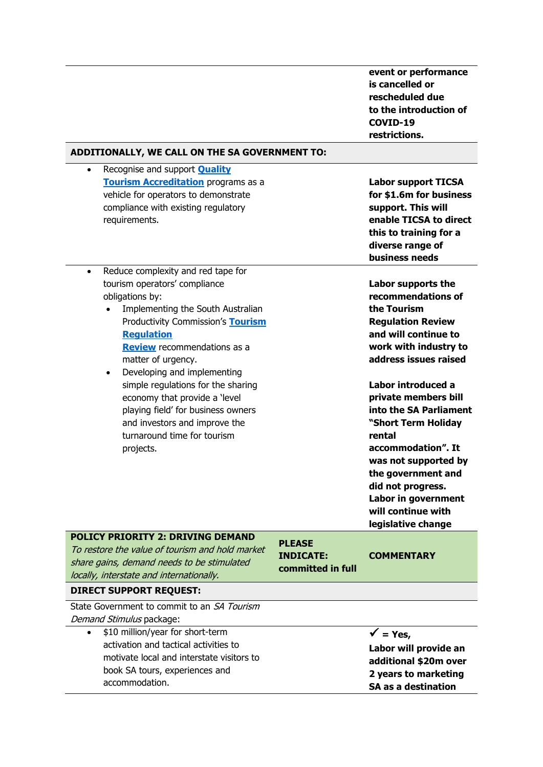| | | |
|---|---|---|
| | | **event or performance is cancelled or rescheduled due to the introduction of COVID-19 restrictions.** |
| **ADDITIONALLY, WE CALL ON THE SA GOVERNMENT TO:** | | |
| • Recognise and support **Quality Tourism Accreditation** programs as a vehicle for operators to demonstrate compliance with existing regulatory requirements. | | **Labor support TICSA for $1.6m for business support. This will enable TICSA to direct this to training for a diverse range of business needs** |
| • Reduce complexity and red tape for tourism operators' compliance obligations by:<br>◦ Implementing the South Australian Productivity Commission's **Tourism Regulation Review** recommendations as a matter of urgency.<br>◦ Developing and implementing simple regulations for the sharing economy that provide a 'level playing field' for business owners and investors and improve the turnaround time for tourism projects. | | **Labor supports the recommendations of the Tourism Regulation Review and will continue to work with industry to address issues raised**<br><br>**Labor introduced a private members bill into the SA Parliament "Short Term Holiday rental accommodation". It was not supported by the government and did not progress. Labor in government will continue with legislative change** |
| **POLICY PRIORITY 2: DRIVING DEMAND**<br>*To restore the value of tourism and hold market share gains, demand needs to be stimulated locally, interstate and internationally.* | **PLEASE INDICATE: committed in full** | **COMMENTARY** |
| **DIRECT SUPPORT REQUEST:** | | |
| State Government to commit to an *SA Tourism Demand Stimulus* package: | | |
| • $10 million/year for short-term activation and tactical activities to motivate local and interstate visitors to book SA tours, experiences and accommodation. | | **✓ = Yes, Labor will provide an additional $20m over 2 years to marketing SA as a destination** |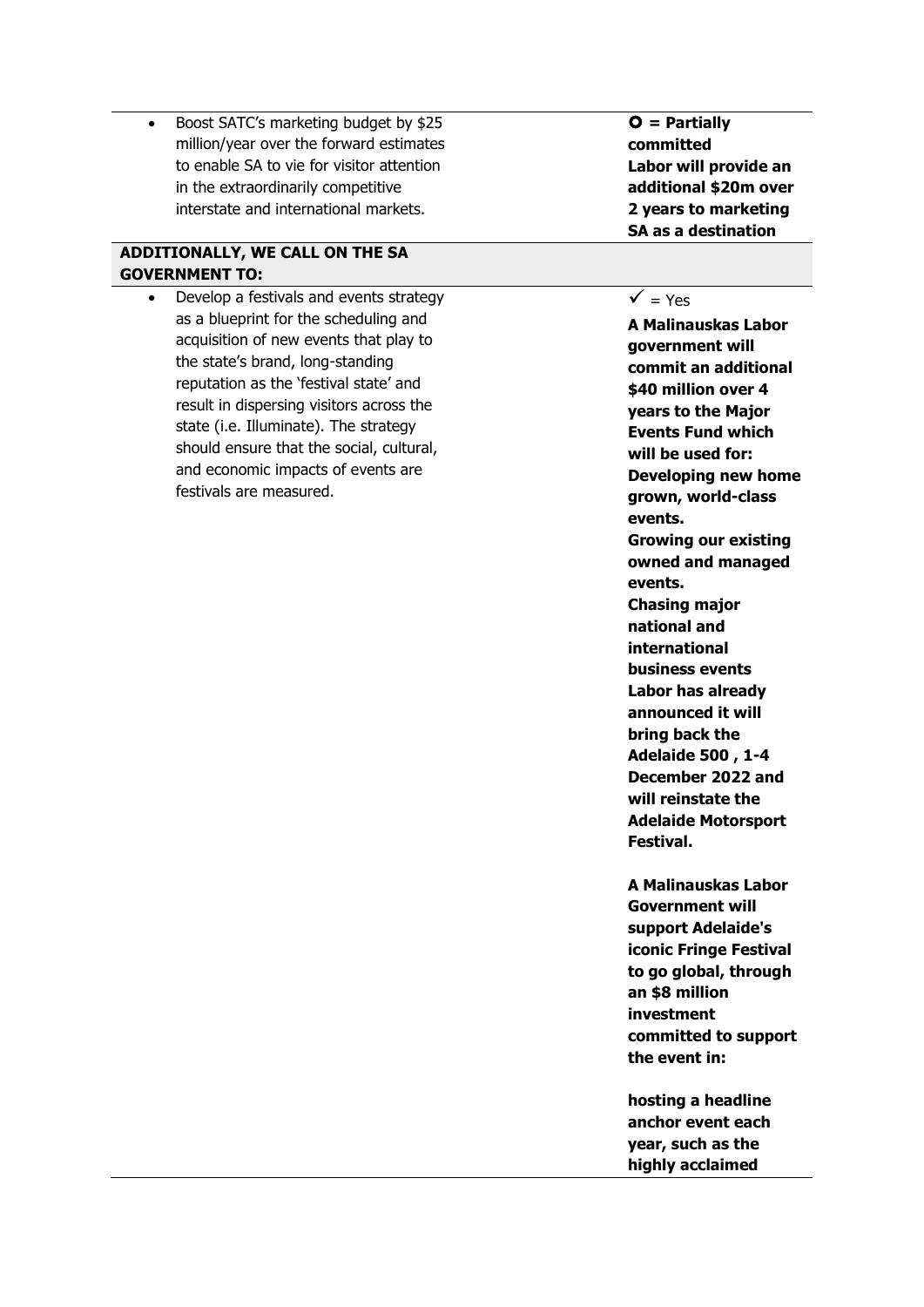| | |
|---|---|
| • Boost SATC's marketing budget by $25 million/year over the forward estimates to enable SA to vie for visitor attention in the extraordinarily competitive interstate and international markets. | **O = Partially committed**<br>**Labor will provide an additional $20m over 2 years to marketing SA as a destination** |
| **ADDITIONALLY, WE CALL ON THE SA GOVERNMENT TO:** | |
| • Develop a festivals and events strategy as a blueprint for the scheduling and acquisition of new events that play to the state's brand, long-standing reputation as the 'festival state' and result in dispersing visitors across the state (i.e. Illuminate). The strategy should ensure that the social, cultural, and economic impacts of events are festivals are measured. | ✓ = Yes<br>**A Malinauskas Labor government will commit an additional $40 million over 4 years to the Major Events Fund which will be used for:**<br>**Developing new home grown, world-class events.**<br>**Growing our existing owned and managed events.**<br>**Chasing major national and international business events**<br>**Labor has already announced it will bring back the Adelaide 500 , 1-4 December 2022 and will reinstate the Adelaide Motorsport Festival.**<br><br>**A Malinauskas Labor Government will support Adelaide's iconic Fringe Festival to go global, through an $8 million investment committed to support the event in:**<br><br>**hosting a headline anchor event each year, such as the highly acclaimed** |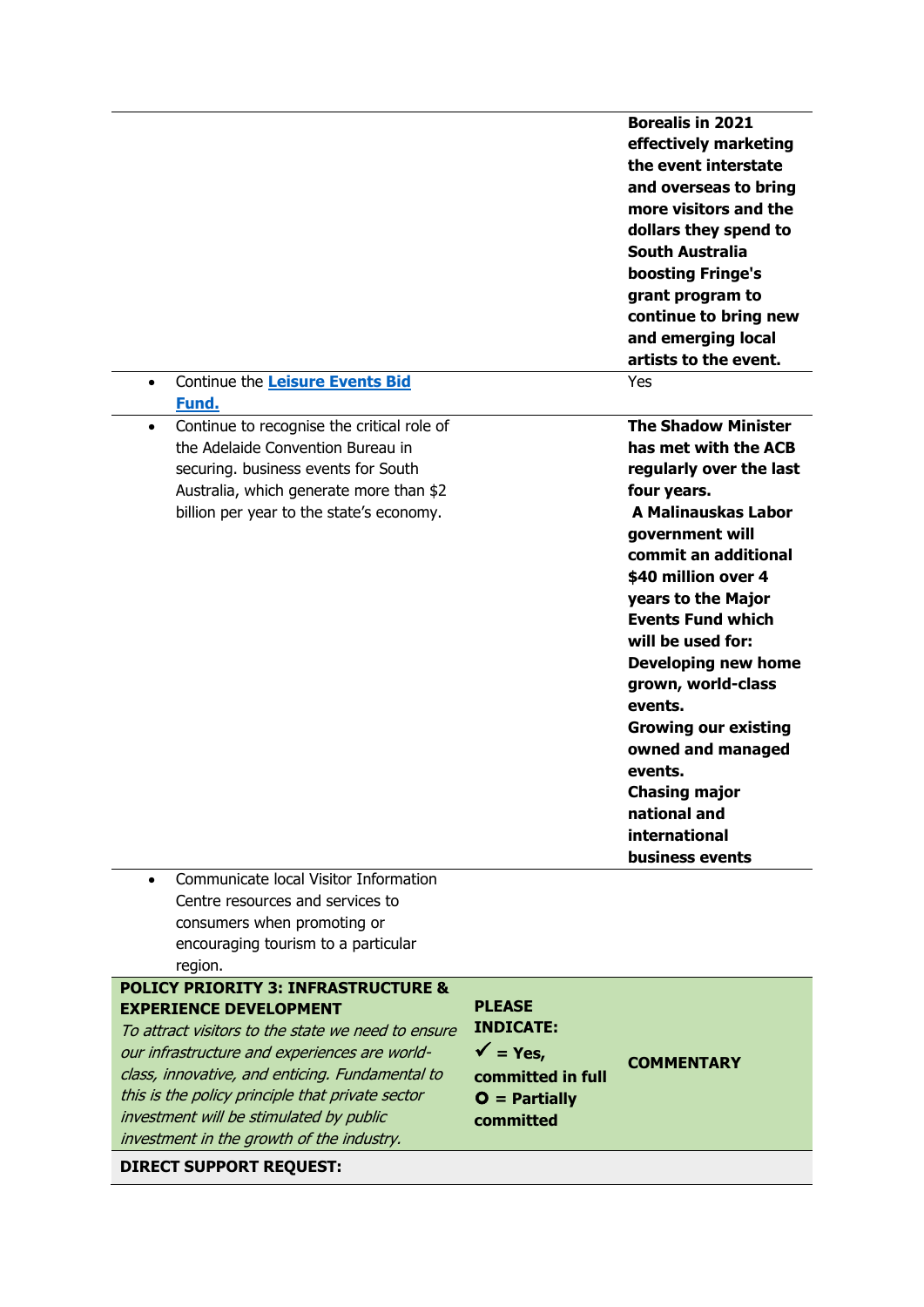| | | |
|---|---|---|
| | | **Borealis in 2021 effectively marketing the event interstate and overseas to bring more visitors and the dollars they spend to South Australia boosting Fringe's grant program to continue to bring new and emerging local artists to the event.** |
| • Continue the **Leisure Events Bid Fund.** | | Yes |
| • Continue to recognise the critical role of the Adelaide Convention Bureau in securing. business events for South Australia, which generate more than $2 billion per year to the state's economy. | | **The Shadow Minister has met with the ACB regularly over the last four years.** **A Malinauskas Labor government will commit an additional $40 million over 4 years to the Major Events Fund which will be used for:** **Developing new home grown, world-class events.** **Growing our existing owned and managed events.** **Chasing major national and international business events** |
| • Communicate local Visitor Information Centre resources and services to consumers when promoting or encouraging tourism to a particular region. | | |
| **POLICY PRIORITY 3: INFRASTRUCTURE & EXPERIENCE DEVELOPMENT** *To attract visitors to the state we need to ensure our infrastructure and experiences are world-class, innovative, and enticing. Fundamental to this is the policy principle that private sector investment will be stimulated by public investment in the growth of the industry.* | **PLEASE INDICATE:** **✓ = Yes, committed in full** **O = Partially committed** | **COMMENTARY** |
| **DIRECT SUPPORT REQUEST:** | | |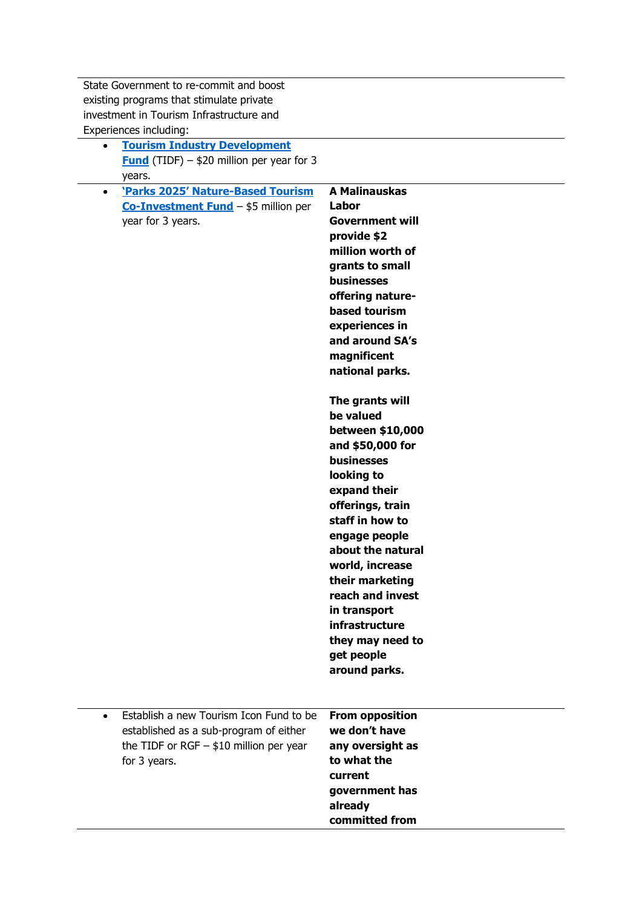| | |
|---|---|
| State Government to re-commit and boost existing programs that stimulate private investment in Tourism Infrastructure and Experiences including: | |
| • **Tourism Industry Development Fund** (TIDF) – $20 million per year for 3 years. | |
| • **'Parks 2025' Nature-Based Tourism Co-Investment Fund** – $5 million per year for 3 years. | **A Malinauskas Labor Government will provide $2 million worth of grants to small businesses offering nature-based tourism experiences in and around SA's magnificent national parks.**<br><br>**The grants will be valued between $10,000 and $50,000 for businesses looking to expand their offerings, train staff in how to engage people about the natural world, increase their marketing reach and invest in transport infrastructure they may need to get people around parks.** |
| • Establish a new Tourism Icon Fund to be established as a sub-program of either the TIDF or RGF – $10 million per year for 3 years. | **From opposition we don't have any oversight as to what the current government has already committed from** |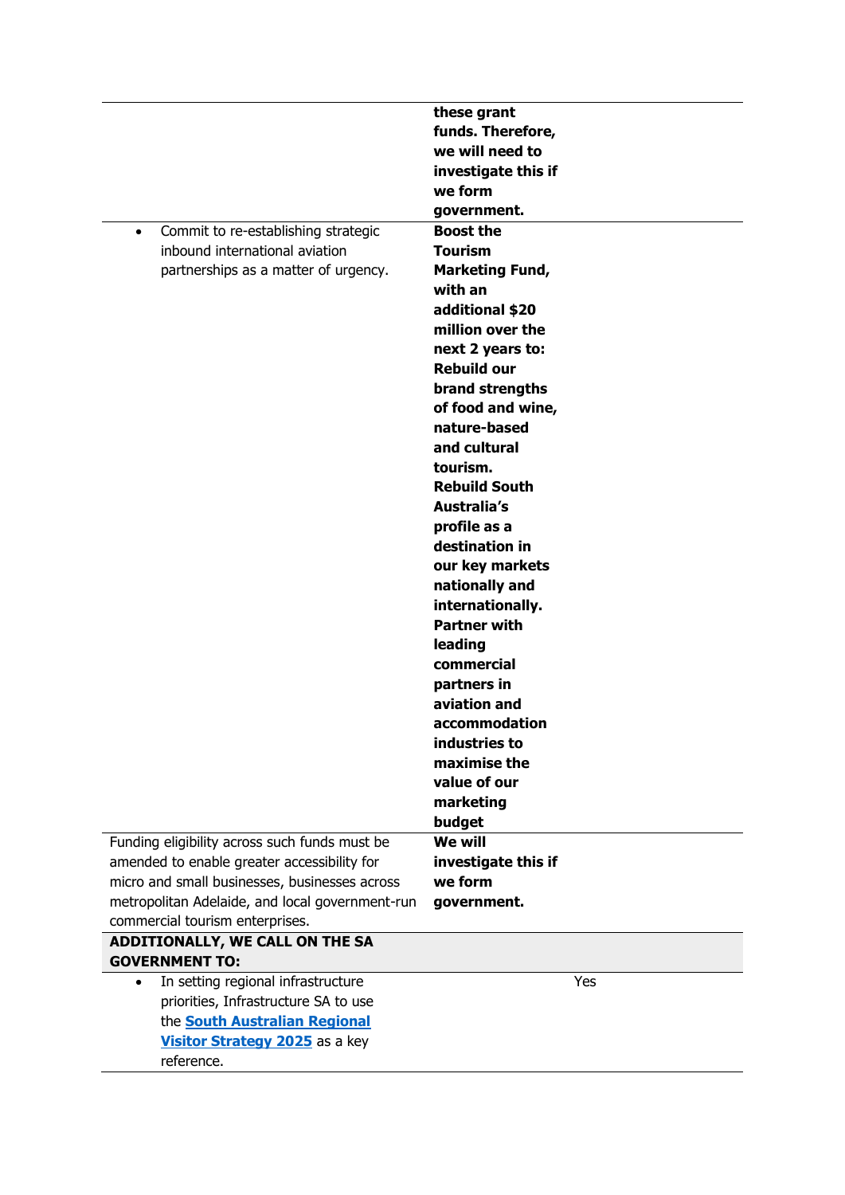| | |
|---|---|
| | **these grant funds. Therefore, we will need to investigate this if we form government.** |
| • Commit to re-establishing strategic inbound international aviation partnerships as a matter of urgency. | **Boost the Tourism Marketing Fund, with an additional $20 million over the next 2 years to: Rebuild our brand strengths of food and wine, nature-based and cultural tourism. Rebuild South Australia's profile as a destination in our key markets nationally and internationally. Partner with leading commercial partners in aviation and accommodation industries to maximise the value of our marketing budget** |
| Funding eligibility across such funds must be amended to enable greater accessibility for micro and small businesses, businesses across metropolitan Adelaide, and local government-run commercial tourism enterprises. | **We will investigate this if we form government.** |
| **ADDITIONALLY, WE CALL ON THE SA GOVERNMENT TO:** | |
| • In setting regional infrastructure priorities, Infrastructure SA to use the **South Australian Regional Visitor Strategy 2025** as a key reference. | Yes |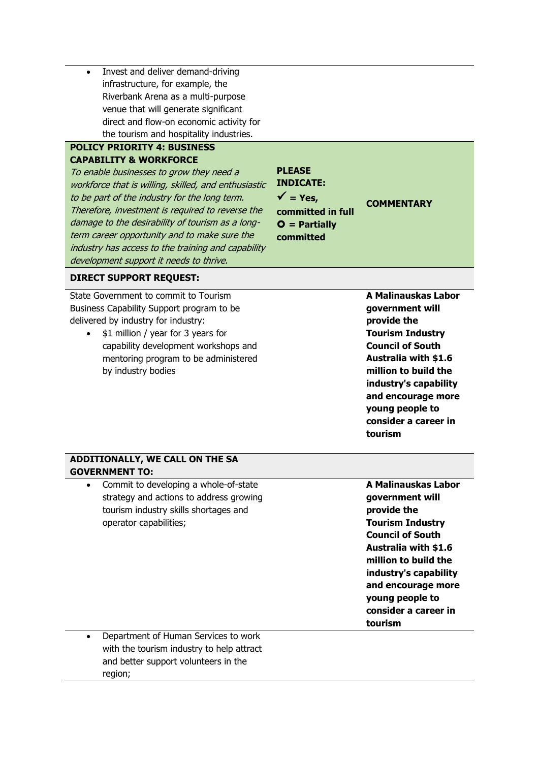| | | |
|---|---|---|
| • Invest and deliver demand-driving infrastructure, for example, the Riverbank Arena as a multi-purpose venue that will generate significant direct and flow-on economic activity for the tourism and hospitality industries. | | |
| **POLICY PRIORITY 4: BUSINESS CAPABILITY & WORKFORCE**<br>*To enable businesses to grow they need a workforce that is willing, skilled, and enthusiastic to be part of the industry for the long term. Therefore, investment is required to reverse the damage to the desirability of tourism as a long-term career opportunity and to make sure the industry has access to the training and capability development support it needs to thrive.* | **PLEASE INDICATE:**<br>**✓ = Yes, committed in full**<br>**O = Partially committed** | **COMMENTARY** |
| **DIRECT SUPPORT REQUEST:** | | |
| State Government to commit to Tourism Business Capability Support program to be delivered by industry for industry:<br>• $1 million / year for 3 years for capability development workshops and mentoring program to be administered by industry bodies | | **A Malinauskas Labor government will provide the Tourism Industry Council of South Australia with $1.6 million to build the industry's capability and encourage more young people to consider a career in tourism** |
| **ADDITIONALLY, WE CALL ON THE SA GOVERNMENT TO:** | | |
| • Commit to developing a whole-of-state strategy and actions to address growing tourism industry skills shortages and operator capabilities; | | **A Malinauskas Labor government will provide the Tourism Industry Council of South Australia with $1.6 million to build the industry's capability and encourage more young people to consider a career in tourism** |
| • Department of Human Services to work with the tourism industry to help attract and better support volunteers in the region; | | |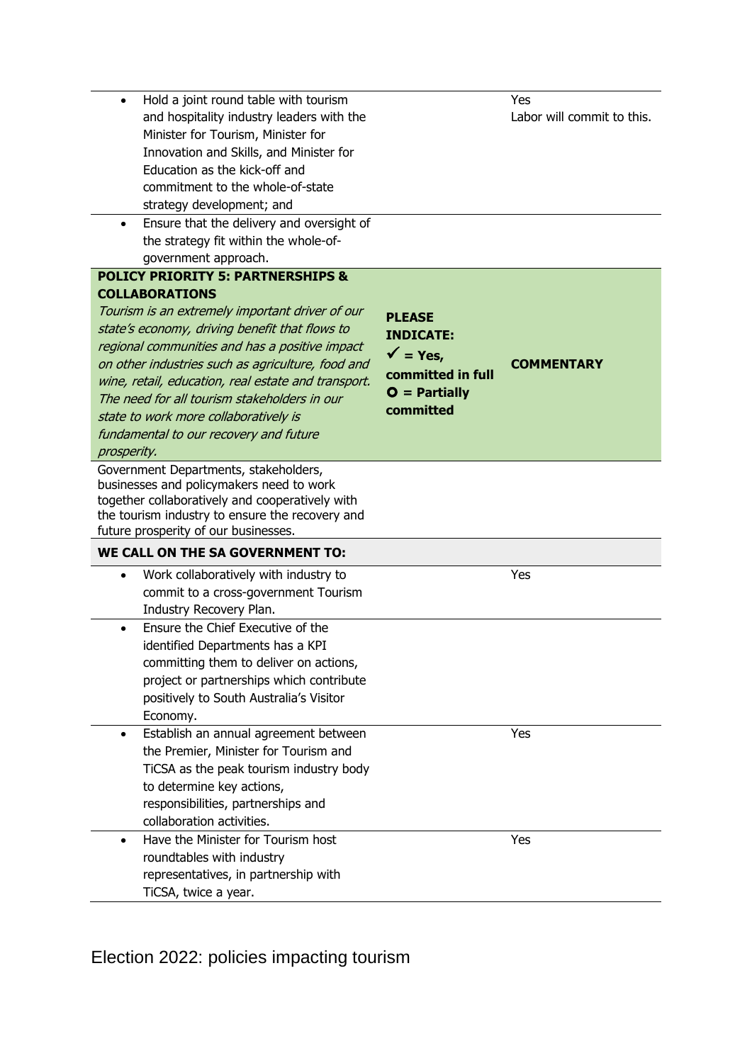| | | |
|---|---|---|
| • Hold a joint round table with tourism and hospitality industry leaders with the Minister for Tourism, Minister for Innovation and Skills, and Minister for Education as the kick-off and commitment to the whole-of-state strategy development; and | | Yes<br>Labor will commit to this. |
| • Ensure that the delivery and oversight of the strategy fit within the whole-of-government approach. | | |
| **POLICY PRIORITY 5: PARTNERSHIPS & COLLABORATIONS**<br>*Tourism is an extremely important driver of our state's economy, driving benefit that flows to regional communities and has a positive impact on other industries such as agriculture, food and wine, retail, education, real estate and transport. The need for all tourism stakeholders in our state to work more collaboratively is fundamental to our recovery and future prosperity.* | **PLEASE INDICATE:**<br>**✓ = Yes, committed in full**<br>**O = Partially committed** | **COMMENTARY** |
| Government Departments, stakeholders, businesses and policymakers need to work together collaboratively and cooperatively with the tourism industry to ensure the recovery and future prosperity of our businesses. | | |
| **WE CALL ON THE SA GOVERNMENT TO:** | | |
| • Work collaboratively with industry to commit to a cross-government Tourism Industry Recovery Plan. | | Yes |
| • Ensure the Chief Executive of the identified Departments has a KPI committing them to deliver on actions, project or partnerships which contribute positively to South Australia's Visitor Economy. | | |
| • Establish an annual agreement between the Premier, Minister for Tourism and TiCSA as the peak tourism industry body to determine key actions, responsibilities, partnerships and collaboration activities. | | Yes |
| • Have the Minister for Tourism host roundtables with industry representatives, in partnership with TiCSA, twice a year. | | Yes |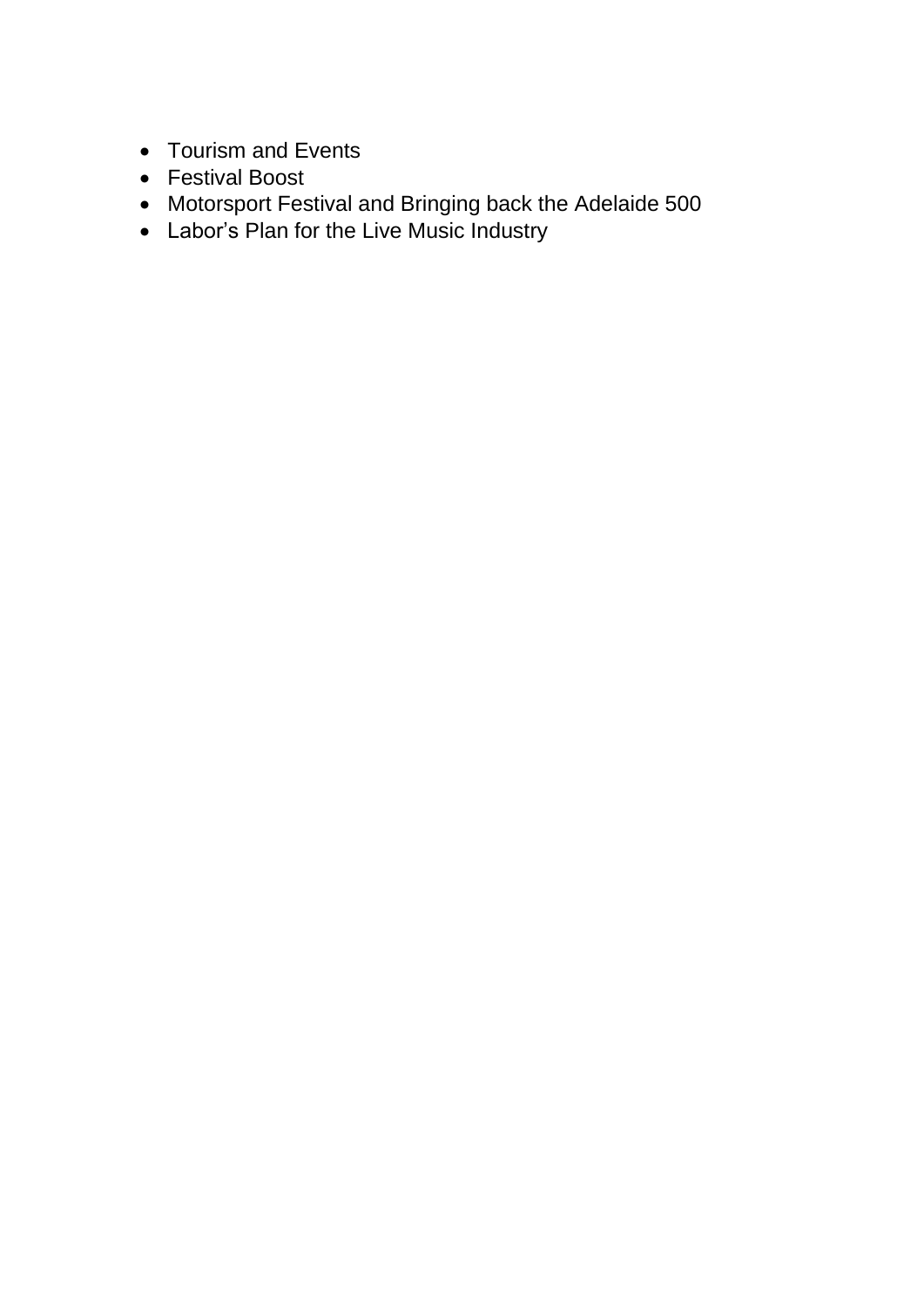- Tourism and Events
- Festival Boost
- Motorsport Festival and Bringing back the Adelaide 500
- Labor's Plan for the Live Music Industry